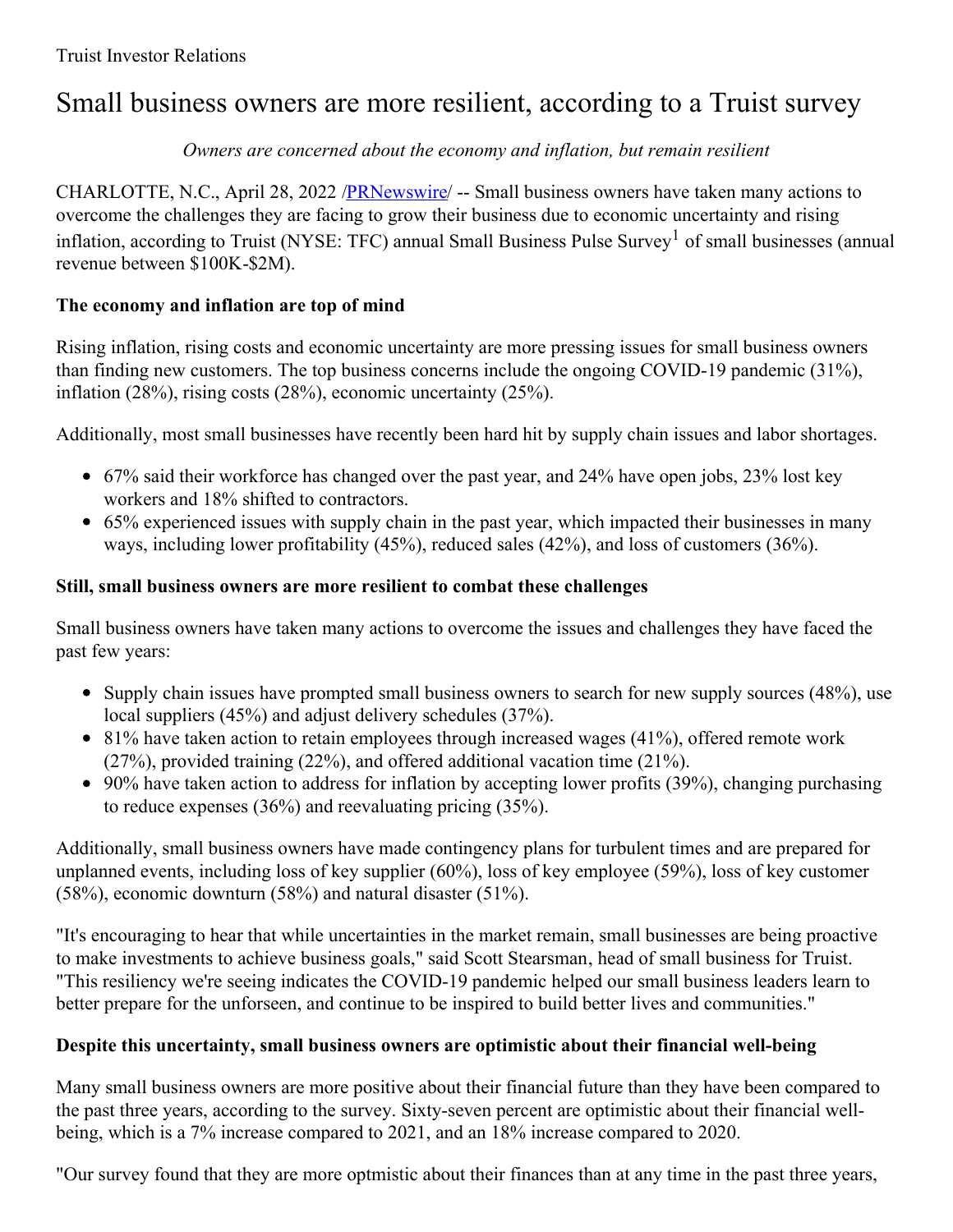Truist Investor Relations

# Small business owners are more resilient, according to a Truist survey

*Owners are concerned about the economy and inflation, but remain resilient*

CHARLOTTE, N.C., April 28, 2022 /PRNewswire/ -- Small business owners have taken many actions to overcome the challenges they are facing to grow their business due to economic uncertainty and rising inflation, according to Truist (NYSE: TFC) annual Small Business Pulse Survey[1] of small businesses (annual revenue between $100K-$2M).

**The economy and inflation are top of mind**

Rising inflation, rising costs and economic uncertainty are more pressing issues for small business owners than finding new customers. The top business concerns include the ongoing COVID-19 pandemic (31%), inflation (28%), rising costs (28%), economic uncertainty (25%).

Additionally, most small businesses have recently been hard hit by supply chain issues and labor shortages.

- 67% said their workforce has changed over the past year, and 24% have open jobs, 23% lost key workers and 18% shifted to contractors.
- 65% experienced issues with supply chain in the past year, which impacted their businesses in many ways, including lower profitability (45%), reduced sales (42%), and loss of customers (36%).

**Still, small business owners are more resilient to combat these challenges**

Small business owners have taken many actions to overcome the issues and challenges they have faced the past few years:

- Supply chain issues have prompted small business owners to search for new supply sources (48%), use local suppliers (45%) and adjust delivery schedules (37%).
- 81% have taken action to retain employees through increased wages (41%), offered remote work (27%), provided training (22%), and offered additional vacation time (21%).
- 90% have taken action to address for inflation by accepting lower profits (39%), changing purchasing to reduce expenses (36%) and reevaluating pricing (35%).

Additionally, small business owners have made contingency plans for turbulent times and are prepared for unplanned events, including loss of key supplier (60%), loss of key employee (59%), loss of key customer (58%), economic downturn (58%) and natural disaster (51%).

"It's encouraging to hear that while uncertainties in the market remain, small businesses are being proactive to make investments to achieve business goals," said Scott Stearsman, head of small business for Truist. "This resiliency we're seeing indicates the COVID-19 pandemic helped our small business leaders learn to better prepare for the unforseen, and continue to be inspired to build better lives and communities."

**Despite this uncertainty, small business owners are optimistic about their financial well-being**

Many small business owners are more positive about their financial future than they have been compared to the past three years, according to the survey. Sixty-seven percent are optimistic about their financial well-being, which is a 7% increase compared to 2021, and an 18% increase compared to 2020.

"Our survey found that they are more optmistic about their finances than at any time in the past three years,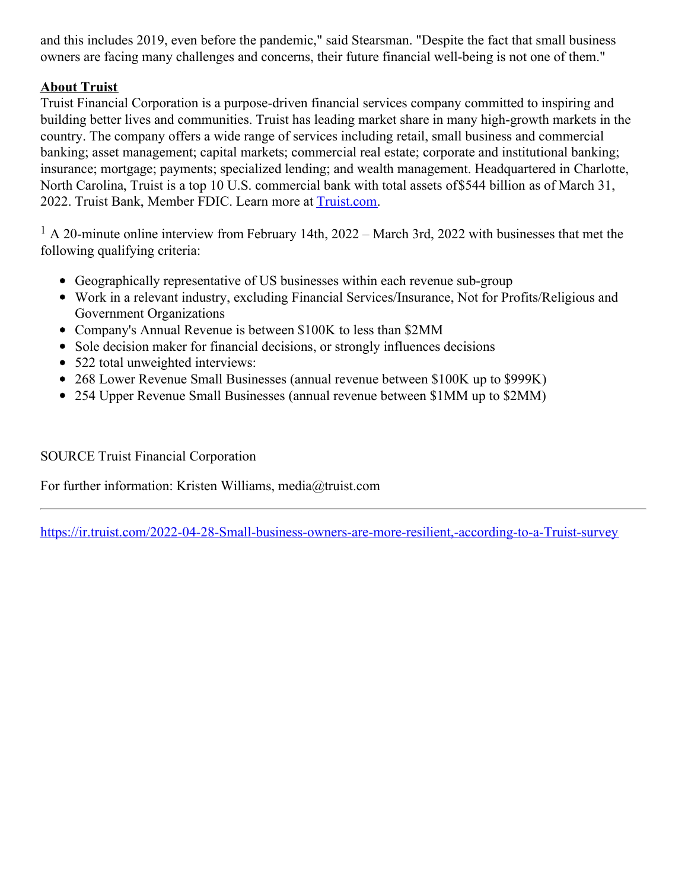and this includes 2019, even before the pandemic," said Stearsman. "Despite the fact that small business owners are facing many challenges and concerns, their future financial well-being is not one of them."

**About Truist**

Truist Financial Corporation is a purpose-driven financial services company committed to inspiring and building better lives and communities. Truist has leading market share in many high-growth markets in the country. The company offers a wide range of services including retail, small business and commercial banking; asset management; capital markets; commercial real estate; corporate and institutional banking; insurance; mortgage; payments; specialized lending; and wealth management. Headquartered in Charlotte, North Carolina, Truist is a top 10 U.S. commercial bank with total assets of$544 billion as of March 31, 2022. Truist Bank, Member FDIC. Learn more at Truist.com.

[1] A 20-minute online interview from February 14th, 2022 – March 3rd, 2022 with businesses that met the following qualifying criteria:

- Geographically representative of US businesses within each revenue sub-group
- Work in a relevant industry, excluding Financial Services/Insurance, Not for Profits/Religious and Government Organizations
- Company's Annual Revenue is between $100K to less than $2MM
- Sole decision maker for financial decisions, or strongly influences decisions
- 522 total unweighted interviews:
- 268 Lower Revenue Small Businesses (annual revenue between $100K up to $999K)
- 254 Upper Revenue Small Businesses (annual revenue between $1MM up to $2MM)

SOURCE Truist Financial Corporation

For further information: Kristen Williams, media@truist.com

---

https://ir.truist.com/2022-04-28-Small-business-owners-are-more-resilient,-according-to-a-Truist-survey